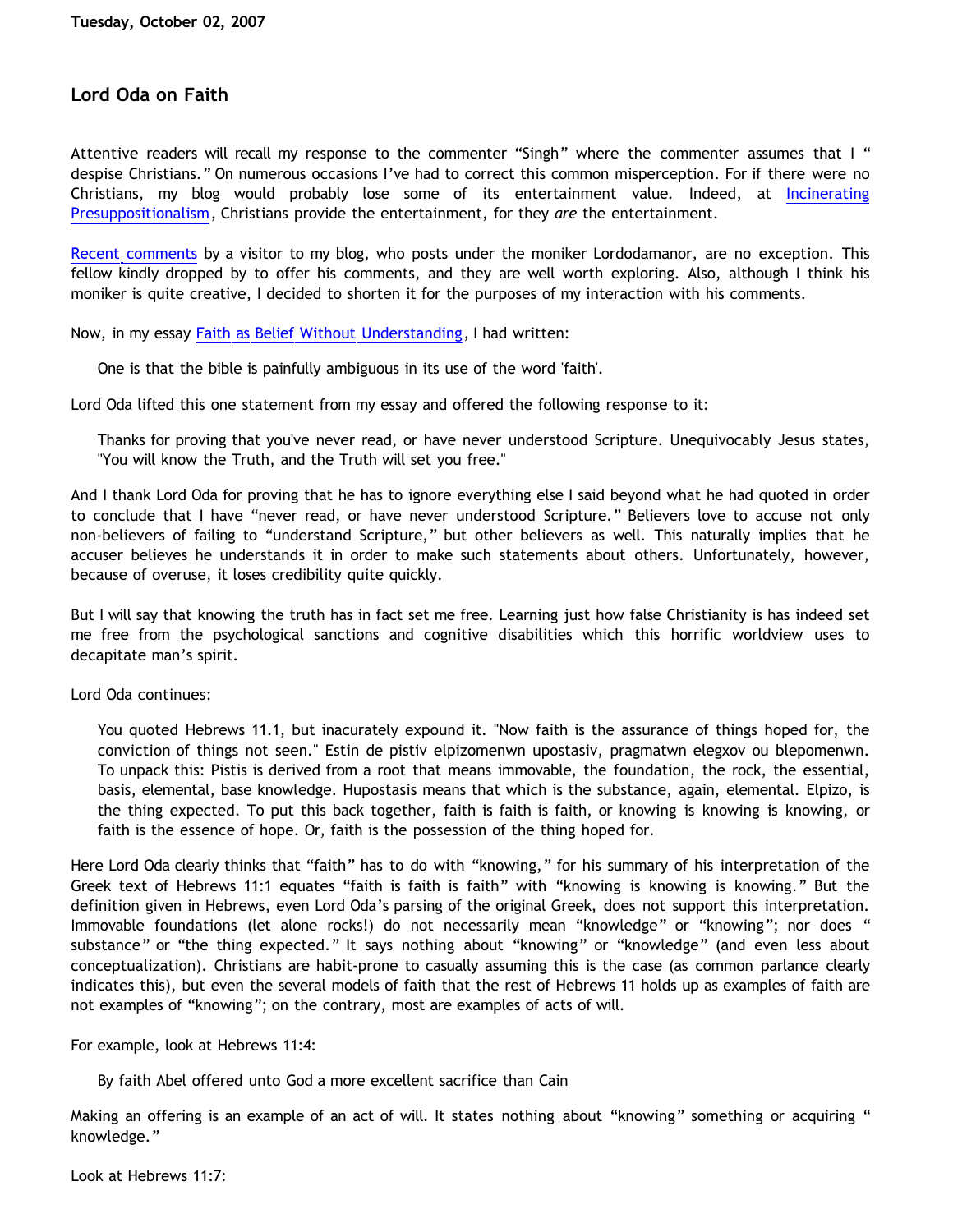**Tuesday, October 02, 2007**

## Lord Oda on Faith

Attentive readers will recall my response to the commenter “Singh” where the commenter assumes that I “despise Christians.” On numerous occasions I’ve had to correct this common misperception. For if there were no Christians, my blog would probably lose some of its entertainment value. Indeed, at Incinerating Presuppositionalism, Christians provide the entertainment, for they *are* the entertainment.

Recent comments by a visitor to my blog, who posts under the moniker Lordodamanor, are no exception. This fellow kindly dropped by to offer his comments, and they are well worth exploring. Also, although I think his moniker is quite creative, I decided to shorten it for the purposes of my interaction with his comments.

Now, in my essay Faith as Belief Without Understanding, I had written:

> One is that the bible is painfully ambiguous in its use of the word 'faith'.

Lord Oda lifted this one statement from my essay and offered the following response to it:

> Thanks for proving that you've never read, or have never understood Scripture. Unequivocably Jesus states, "You will know the Truth, and the Truth will set you free."

And I thank Lord Oda for proving that he has to ignore everything else I said beyond what he had quoted in order to conclude that I have “never read, or have never understood Scripture.” Believers love to accuse not only non-believers of failing to “understand Scripture,” but other believers as well. This naturally implies that he accuser believes he understands it in order to make such statements about others. Unfortunately, however, because of overuse, it loses credibility quite quickly.

But I will say that knowing the truth has in fact set me free. Learning just how false Christianity is has indeed set me free from the psychological sanctions and cognitive disabilities which this horrific worldview uses to decapitate man’s spirit.

Lord Oda continues:

> You quoted Hebrews 11.1, but inacurately expound it. "Now faith is the assurance of things hoped for, the conviction of things not seen." Estin de pistiv elpizomenwn upostasiv, pragmatwn elegxov ou blepomenwn. To unpack this: Pistis is derived from a root that means immovable, the foundation, the rock, the essential, basis, elemental, base knowledge. Hupostasis means that which is the substance, again, elemental. Elpizo, is the thing expected. To put this back together, faith is faith is faith, or knowing is knowing is knowing, or faith is the essence of hope. Or, faith is the possession of the thing hoped for.

Here Lord Oda clearly thinks that “faith” has to do with “knowing,” for his summary of his interpretation of the Greek text of Hebrews 11:1 equates “faith is faith is faith” with “knowing is knowing is knowing.” But the definition given in Hebrews, even Lord Oda’s parsing of the original Greek, does not support this interpretation. Immovable foundations (let alone rocks!) do not necessarily mean “knowledge” or “knowing”; nor does “substance” or “the thing expected.” It says nothing about “knowing” or “knowledge” (and even less about conceptualization). Christians are habit-prone to casually assuming this is the case (as common parlance clearly indicates this), but even the several models of faith that the rest of Hebrews 11 holds up as examples of faith are not examples of “knowing”; on the contrary, most are examples of acts of will.

For example, look at Hebrews 11:4:

> By faith Abel offered unto God a more excellent sacrifice than Cain

Making an offering is an example of an act of will. It states nothing about “knowing” something or acquiring “knowledge.”

Look at Hebrews 11:7: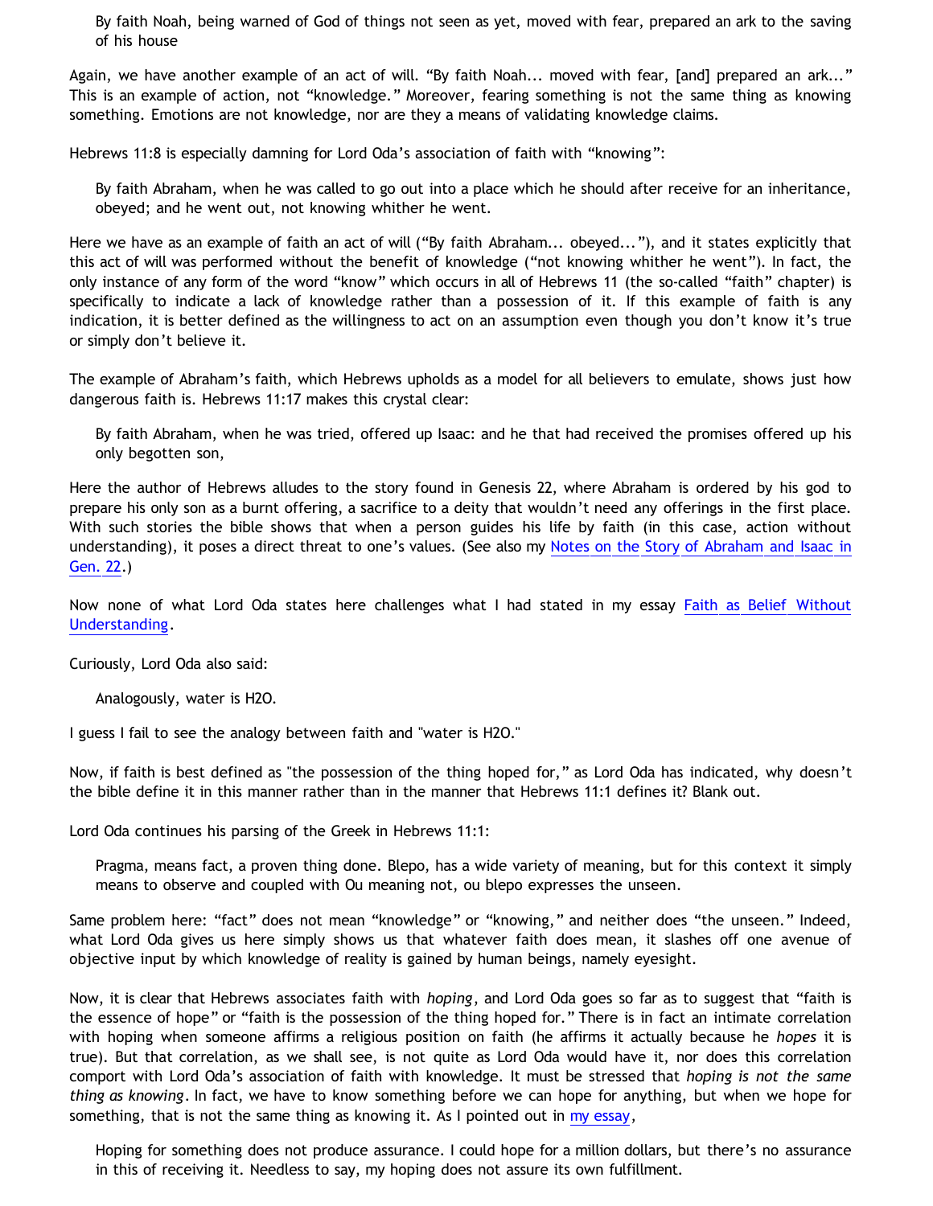> By faith Noah, being warned of God of things not seen as yet, moved with fear, prepared an ark to the saving of his house

Again, we have another example of an act of will. “By faith Noah... moved with fear, [and] prepared an ark...” This is an example of action, not “knowledge.” Moreover, fearing something is not the same thing as knowing something. Emotions are not knowledge, nor are they a means of validating knowledge claims.

Hebrews 11:8 is especially damning for Lord Oda’s association of faith with “knowing”:

> By faith Abraham, when he was called to go out into a place which he should after receive for an inheritance, obeyed; and he went out, not knowing whither he went.

Here we have as an example of faith an act of will (“By faith Abraham... obeyed...”), and it states explicitly that this act of will was performed without the benefit of knowledge (“not knowing whither he went”). In fact, the only instance of any form of the word “know” which occurs in all of Hebrews 11 (the so-called “faith” chapter) is specifically to indicate a lack of knowledge rather than a possession of it. If this example of faith is any indication, it is better defined as the willingness to act on an assumption even though you don’t know it’s true or simply don’t believe it.

The example of Abraham’s faith, which Hebrews upholds as a model for all believers to emulate, shows just how dangerous faith is. Hebrews 11:17 makes this crystal clear:

> By faith Abraham, when he was tried, offered up Isaac: and he that had received the promises offered up his only begotten son,

Here the author of Hebrews alludes to the story found in Genesis 22, where Abraham is ordered by his god to prepare his only son as a burnt offering, a sacrifice to a deity that wouldn’t need any offerings in the first place. With such stories the bible shows that when a person guides his life by faith (in this case, action without understanding), it poses a direct threat to one’s values. (See also my Notes on the Story of Abraham and Isaac in Gen. 22.)

Now none of what Lord Oda states here challenges what I had stated in my essay Faith as Belief Without Understanding.

Curiously, Lord Oda also said:

> Analogously, water is H2O.

I guess I fail to see the analogy between faith and "water is H2O."

Now, if faith is best defined as "the possession of the thing hoped for," as Lord Oda has indicated, why doesn’t the bible define it in this manner rather than in the manner that Hebrews 11:1 defines it? Blank out.

Lord Oda continues his parsing of the Greek in Hebrews 11:1:

> Pragma, means fact, a proven thing done. Blepo, has a wide variety of meaning, but for this context it simply means to observe and coupled with Ou meaning not, ou blepo expresses the unseen.

Same problem here: “fact” does not mean “knowledge” or “knowing,” and neither does “the unseen.” Indeed, what Lord Oda gives us here simply shows us that whatever faith does mean, it slashes off one avenue of objective input by which knowledge of reality is gained by human beings, namely eyesight.

Now, it is clear that Hebrews associates faith with *hoping*, and Lord Oda goes so far as to suggest that “faith is the essence of hope” or “faith is the possession of the thing hoped for.” There is in fact an intimate correlation with hoping when someone affirms a religious position on faith (he affirms it actually because he *hopes* it is true). But that correlation, as we shall see, is not quite as Lord Oda would have it, nor does this correlation comport with Lord Oda’s association of faith with knowledge. It must be stressed that *hoping is not the same thing as knowing*. In fact, we have to know something before we can hope for anything, but when we hope for something, that is not the same thing as knowing it. As I pointed out in my essay,

> Hoping for something does not produce assurance. I could hope for a million dollars, but there’s no assurance in this of receiving it. Needless to say, my hoping does not assure its own fulfillment.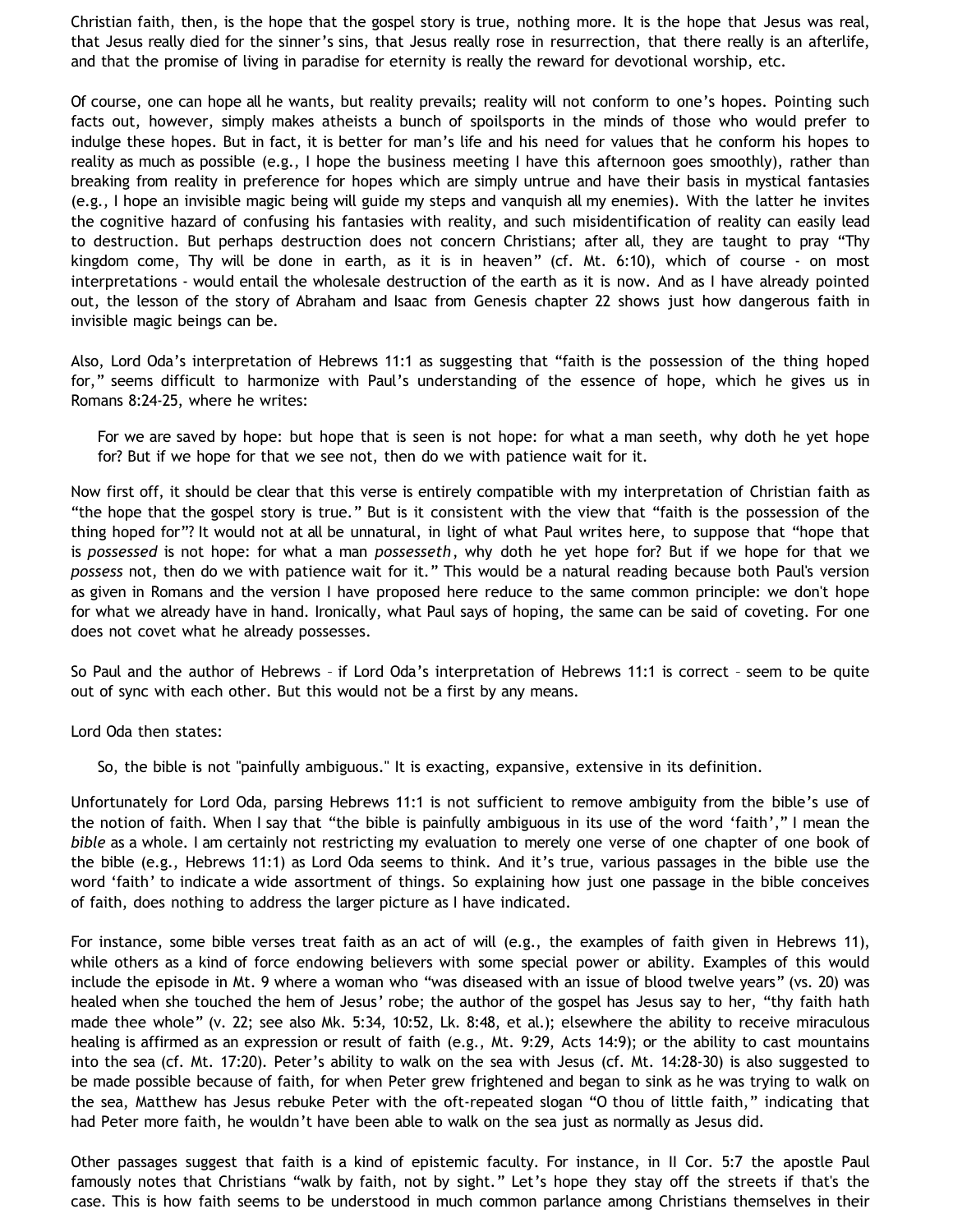Christian faith, then, is the hope that the gospel story is true, nothing more. It is the hope that Jesus was real, that Jesus really died for the sinner's sins, that Jesus really rose in resurrection, that there really is an afterlife, and that the promise of living in paradise for eternity is really the reward for devotional worship, etc.

Of course, one can hope all he wants, but reality prevails; reality will not conform to one's hopes. Pointing such facts out, however, simply makes atheists a bunch of spoilsports in the minds of those who would prefer to indulge these hopes. But in fact, it is better for man's life and his need for values that he conform his hopes to reality as much as possible (e.g., I hope the business meeting I have this afternoon goes smoothly), rather than breaking from reality in preference for hopes which are simply untrue and have their basis in mystical fantasies (e.g., I hope an invisible magic being will guide my steps and vanquish all my enemies). With the latter he invites the cognitive hazard of confusing his fantasies with reality, and such misidentification of reality can easily lead to destruction. But perhaps destruction does not concern Christians; after all, they are taught to pray "Thy kingdom come, Thy will be done in earth, as it is in heaven" (cf. Mt. 6:10), which of course - on most interpretations - would entail the wholesale destruction of the earth as it is now. And as I have already pointed out, the lesson of the story of Abraham and Isaac from Genesis chapter 22 shows just how dangerous faith in invisible magic beings can be.

Also, Lord Oda's interpretation of Hebrews 11:1 as suggesting that "faith is the possession of the thing hoped for," seems difficult to harmonize with Paul's understanding of the essence of hope, which he gives us in Romans 8:24-25, where he writes:

> For we are saved by hope: but hope that is seen is not hope: for what a man seeth, why doth he yet hope for? But if we hope for that we see not, then do we with patience wait for it.

Now first off, it should be clear that this verse is entirely compatible with my interpretation of Christian faith as "the hope that the gospel story is true." But is it consistent with the view that "faith is the possession of the thing hoped for"? It would not at all be unnatural, in light of what Paul writes here, to suppose that "hope that is *possessed* is not hope: for what a man *possesseth*, why doth he yet hope for? But if we hope for that we *possess* not, then do we with patience wait for it." This would be a natural reading because both Paul's version as given in Romans and the version I have proposed here reduce to the same common principle: we don't hope for what we already have in hand. Ironically, what Paul says of hoping, the same can be said of coveting. For one does not covet what he already possesses.

So Paul and the author of Hebrews – if Lord Oda's interpretation of Hebrews 11:1 is correct – seem to be quite out of sync with each other. But this would not be a first by any means.

Lord Oda then states:

> So, the bible is not "painfully ambiguous." It is exacting, expansive, extensive in its definition.

Unfortunately for Lord Oda, parsing Hebrews 11:1 is not sufficient to remove ambiguity from the bible's use of the notion of faith. When I say that "the bible is painfully ambiguous in its use of the word 'faith'," I mean the *bible* as a whole. I am certainly not restricting my evaluation to merely one verse of one chapter of one book of the bible (e.g., Hebrews 11:1) as Lord Oda seems to think. And it's true, various passages in the bible use the word 'faith' to indicate a wide assortment of things. So explaining how just one passage in the bible conceives of faith, does nothing to address the larger picture as I have indicated.

For instance, some bible verses treat faith as an act of will (e.g., the examples of faith given in Hebrews 11), while others as a kind of force endowing believers with some special power or ability. Examples of this would include the episode in Mt. 9 where a woman who "was diseased with an issue of blood twelve years" (vs. 20) was healed when she touched the hem of Jesus' robe; the author of the gospel has Jesus say to her, "thy faith hath made thee whole" (v. 22; see also Mk. 5:34, 10:52, Lk. 8:48, et al.); elsewhere the ability to receive miraculous healing is affirmed as an expression or result of faith (e.g., Mt. 9:29, Acts 14:9); or the ability to cast mountains into the sea (cf. Mt. 17:20). Peter's ability to walk on the sea with Jesus (cf. Mt. 14:28-30) is also suggested to be made possible because of faith, for when Peter grew frightened and began to sink as he was trying to walk on the sea, Matthew has Jesus rebuke Peter with the oft-repeated slogan "O thou of little faith," indicating that had Peter more faith, he wouldn't have been able to walk on the sea just as normally as Jesus did.

Other passages suggest that faith is a kind of epistemic faculty. For instance, in II Cor. 5:7 the apostle Paul famously notes that Christians "walk by faith, not by sight." Let's hope they stay off the streets if that's the case. This is how faith seems to be understood in much common parlance among Christians themselves in their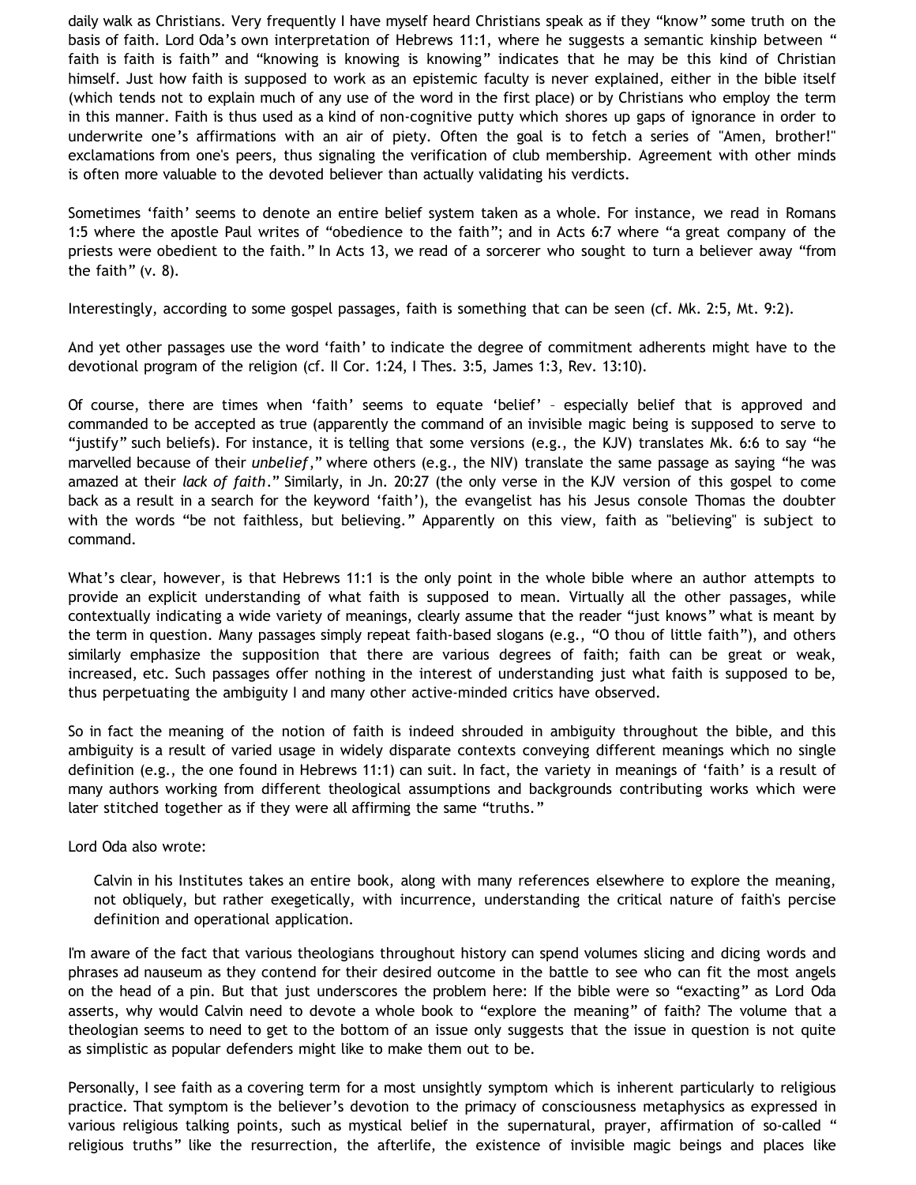daily walk as Christians. Very frequently I have myself heard Christians speak as if they "know" some truth on the basis of faith. Lord Oda's own interpretation of Hebrews 11:1, where he suggests a semantic kinship between " faith is faith is faith" and "knowing is knowing is knowing" indicates that he may be this kind of Christian himself. Just how faith is supposed to work as an epistemic faculty is never explained, either in the bible itself (which tends not to explain much of any use of the word in the first place) or by Christians who employ the term in this manner. Faith is thus used as a kind of non-cognitive putty which shores up gaps of ignorance in order to underwrite one's affirmations with an air of piety. Often the goal is to fetch a series of "Amen, brother!" exclamations from one's peers, thus signaling the verification of club membership. Agreement with other minds is often more valuable to the devoted believer than actually validating his verdicts.

Sometimes 'faith' seems to denote an entire belief system taken as a whole. For instance, we read in Romans 1:5 where the apostle Paul writes of "obedience to the faith"; and in Acts 6:7 where "a great company of the priests were obedient to the faith." In Acts 13, we read of a sorcerer who sought to turn a believer away "from the faith" (v. 8).

Interestingly, according to some gospel passages, faith is something that can be seen (cf. Mk. 2:5, Mt. 9:2).

And yet other passages use the word 'faith' to indicate the degree of commitment adherents might have to the devotional program of the religion (cf. II Cor. 1:24, I Thes. 3:5, James 1:3, Rev. 13:10).

Of course, there are times when 'faith' seems to equate 'belief' – especially belief that is approved and commanded to be accepted as true (apparently the command of an invisible magic being is supposed to serve to "justify" such beliefs). For instance, it is telling that some versions (e.g., the KJV) translates Mk. 6:6 to say "he marvelled because of their *unbelief*," where others (e.g., the NIV) translate the same passage as saying "he was amazed at their *lack of faith*." Similarly, in Jn. 20:27 (the only verse in the KJV version of this gospel to come back as a result in a search for the keyword 'faith'), the evangelist has his Jesus console Thomas the doubter with the words "be not faithless, but believing." Apparently on this view, faith as "believing" is subject to command.

What's clear, however, is that Hebrews 11:1 is the only point in the whole bible where an author attempts to provide an explicit understanding of what faith is supposed to mean. Virtually all the other passages, while contextually indicating a wide variety of meanings, clearly assume that the reader "just knows" what is meant by the term in question. Many passages simply repeat faith-based slogans (e.g., "O thou of little faith"), and others similarly emphasize the supposition that there are various degrees of faith; faith can be great or weak, increased, etc. Such passages offer nothing in the interest of understanding just what faith is supposed to be, thus perpetuating the ambiguity I and many other active-minded critics have observed.

So in fact the meaning of the notion of faith is indeed shrouded in ambiguity throughout the bible, and this ambiguity is a result of varied usage in widely disparate contexts conveying different meanings which no single definition (e.g., the one found in Hebrews 11:1) can suit. In fact, the variety in meanings of 'faith' is a result of many authors working from different theological assumptions and backgrounds contributing works which were later stitched together as if they were all affirming the same "truths."

Lord Oda also wrote:

> Calvin in his Institutes takes an entire book, along with many references elsewhere to explore the meaning, not obliquely, but rather exegetically, with incurrence, understanding the critical nature of faith's percise definition and operational application.

I'm aware of the fact that various theologians throughout history can spend volumes slicing and dicing words and phrases ad nauseum as they contend for their desired outcome in the battle to see who can fit the most angels on the head of a pin. But that just underscores the problem here: If the bible were so "exacting" as Lord Oda asserts, why would Calvin need to devote a whole book to "explore the meaning" of faith? The volume that a theologian seems to need to get to the bottom of an issue only suggests that the issue in question is not quite as simplistic as popular defenders might like to make them out to be.

Personally, I see faith as a covering term for a most unsightly symptom which is inherent particularly to religious practice. That symptom is the believer's devotion to the primacy of consciousness metaphysics as expressed in various religious talking points, such as mystical belief in the supernatural, prayer, affirmation of so-called " religious truths" like the resurrection, the afterlife, the existence of invisible magic beings and places like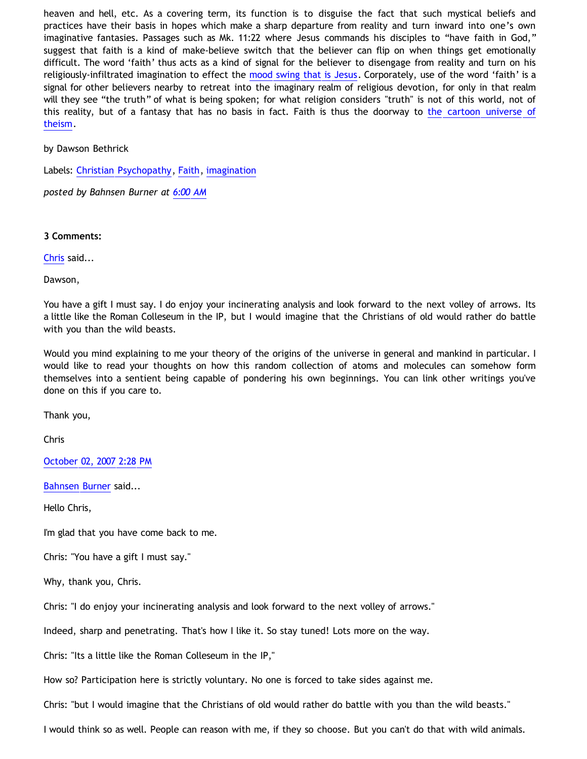heaven and hell, etc. As a covering term, its function is to disguise the fact that such mystical beliefs and practices have their basis in hopes which make a sharp departure from reality and turn inward into one's own imaginative fantasies. Passages such as Mk. 11:22 where Jesus commands his disciples to "have faith in God," suggest that faith is a kind of make-believe switch that the believer can flip on when things get emotionally difficult. The word 'faith' thus acts as a kind of signal for the believer to disengage from reality and turn on his religiously-infiltrated imagination to effect the mood swing that is Jesus. Corporately, use of the word 'faith' is a signal for other believers nearby to retreat into the imaginary realm of religious devotion, for only in that realm will they see "the truth" of what is being spoken; for what religion considers "truth" is not of this world, not of this reality, but of a fantasy that has no basis in fact. Faith is thus the doorway to the cartoon universe of theism.

by Dawson Bethrick

Labels: Christian Psychopathy, Faith, imagination

*posted by Bahnsen Burner at 6:00 AM*

**3 Comments:**

Chris said...

Dawson,

You have a gift I must say. I do enjoy your incinerating analysis and look forward to the next volley of arrows. Its a little like the Roman Colleseum in the IP, but I would imagine that the Christians of old would rather do battle with you than the wild beasts.

Would you mind explaining to me your theory of the origins of the universe in general and mankind in particular. I would like to read your thoughts on how this random collection of atoms and molecules can somehow form themselves into a sentient being capable of pondering his own beginnings. You can link other writings you've done on this if you care to.

Thank you,

Chris

October 02, 2007 2:28 PM

Bahnsen Burner said...

Hello Chris,

I'm glad that you have come back to me.

Chris: "You have a gift I must say."

Why, thank you, Chris.

Chris: "I do enjoy your incinerating analysis and look forward to the next volley of arrows."

Indeed, sharp and penetrating. That's how I like it. So stay tuned! Lots more on the way.

Chris: "Its a little like the Roman Colleseum in the IP,"

How so? Participation here is strictly voluntary. No one is forced to take sides against me.

Chris: "but I would imagine that the Christians of old would rather do battle with you than the wild beasts."

I would think so as well. People can reason with me, if they so choose. But you can't do that with wild animals.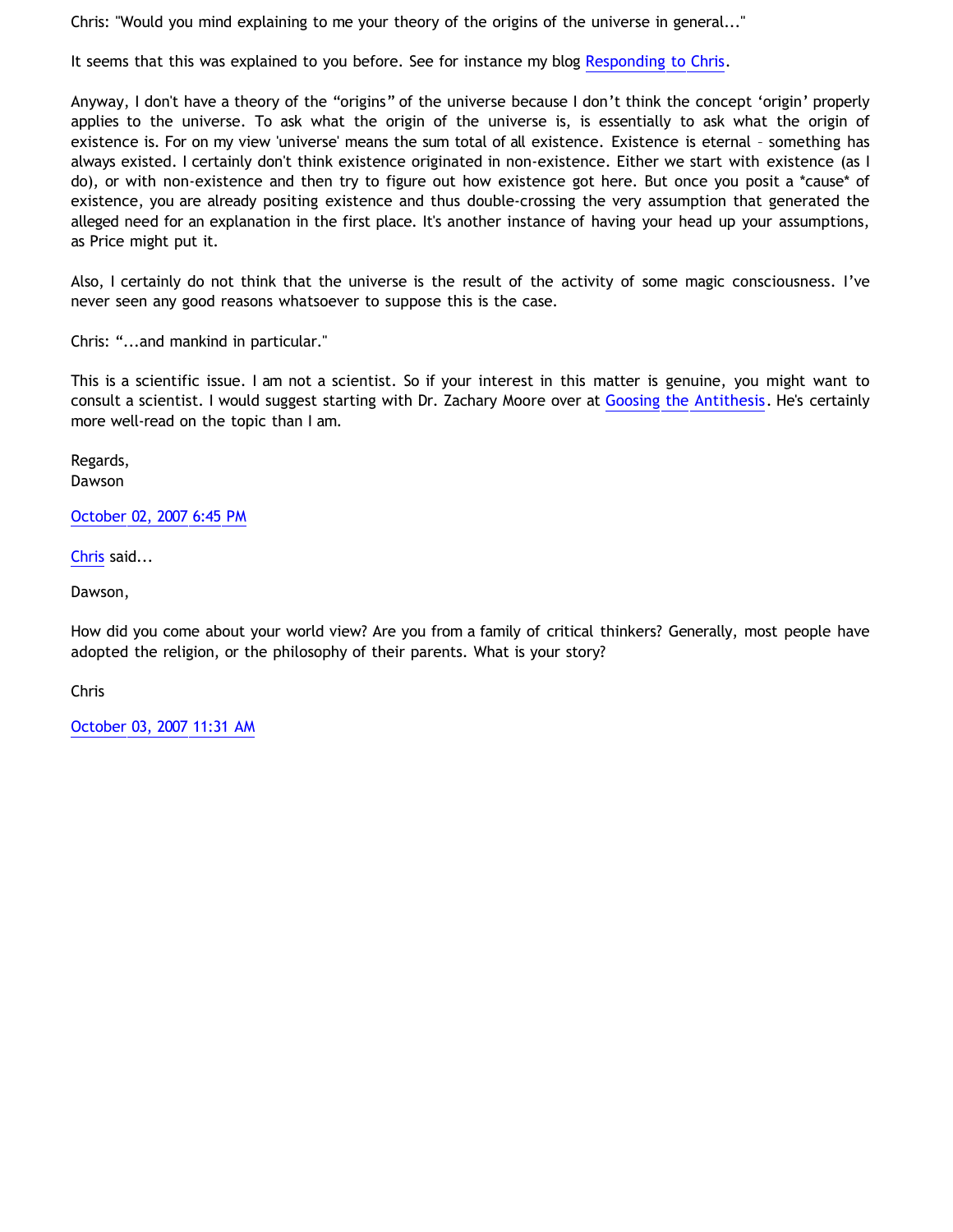Chris: "Would you mind explaining to me your theory of the origins of the universe in general..."

It seems that this was explained to you before. See for instance my blog Responding to Chris.

Anyway, I don't have a theory of the "origins" of the universe because I don't think the concept 'origin' properly applies to the universe. To ask what the origin of the universe is, is essentially to ask what the origin of existence is. For on my view 'universe' means the sum total of all existence. Existence is eternal – something has always existed. I certainly don't think existence originated in non-existence. Either we start with existence (as I do), or with non-existence and then try to figure out how existence got here. But once you posit a *cause* of existence, you are already positing existence and thus double-crossing the very assumption that generated the alleged need for an explanation in the first place. It's another instance of having your head up your assumptions, as Price might put it.

Also, I certainly do not think that the universe is the result of the activity of some magic consciousness. I've never seen any good reasons whatsoever to suppose this is the case.

Chris: "...and mankind in particular."

This is a scientific issue. I am not a scientist. So if your interest in this matter is genuine, you might want to consult a scientist. I would suggest starting with Dr. Zachary Moore over at Goosing the Antithesis. He's certainly more well-read on the topic than I am.

Regards,
Dawson

October 02, 2007 6:45 PM

Chris said...

Dawson,

How did you come about your world view? Are you from a family of critical thinkers? Generally, most people have adopted the religion, or the philosophy of their parents. What is your story?

Chris

October 03, 2007 11:31 AM